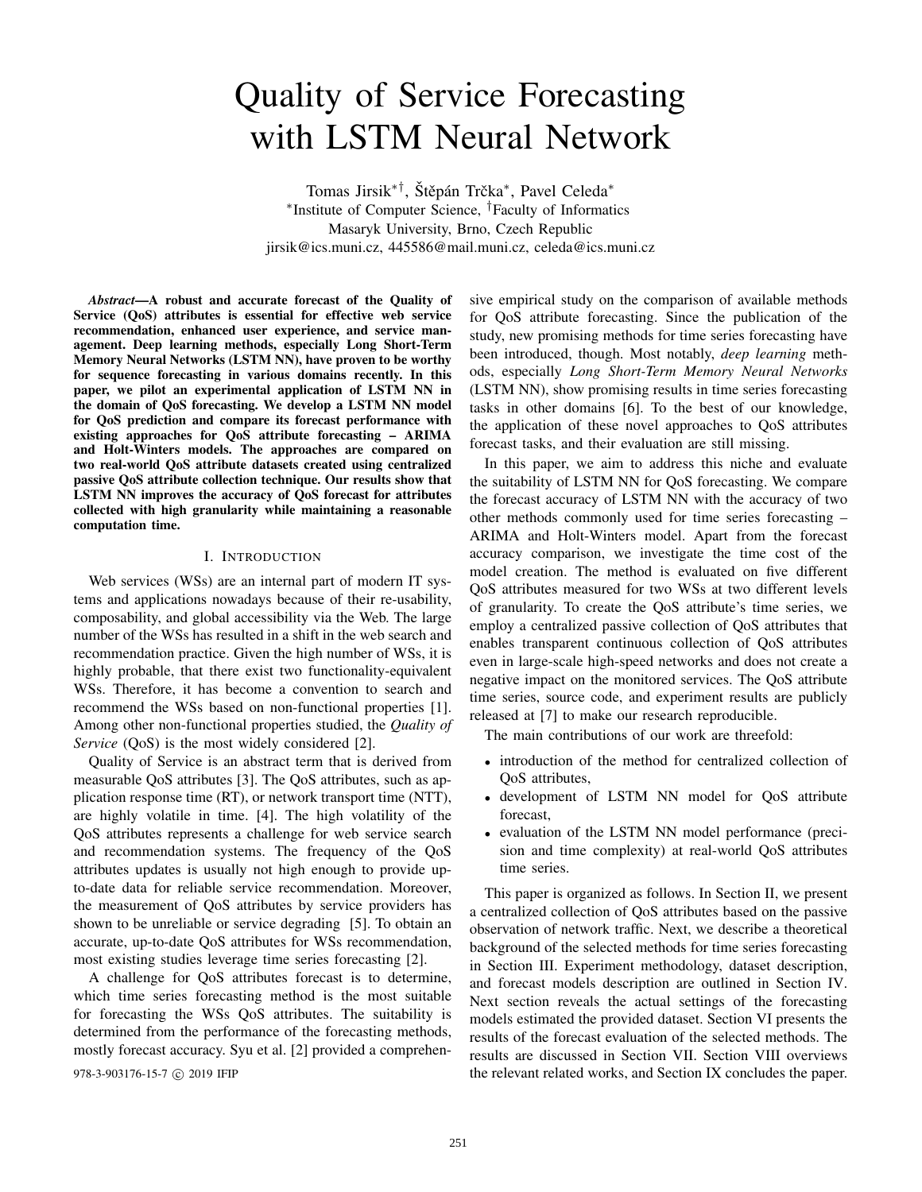# Quality of Service Forecasting with LSTM Neural Network

Tomas Jirsik[*,†], Štěpán Trčka[*], Pavel Celeda[*]

[*]Institute of Computer Science, [†]Faculty of Informatics
Masaryk University, Brno, Czech Republic
jirsik@ics.muni.cz, 445586@mail.muni.cz, celeda@ics.muni.cz

***Abstract*—A robust and accurate forecast of the Quality of Service (QoS) attributes is essential for effective web service recommendation, enhanced user experience, and service management. Deep learning methods, especially Long Short-Term Memory Neural Networks (LSTM NN), have proven to be worthy for sequence forecasting in various domains recently. In this paper, we pilot an experimental application of LSTM NN in the domain of QoS forecasting. We develop a LSTM NN model for QoS prediction and compare its forecast performance with existing approaches for QoS attribute forecasting – ARIMA and Holt-Winters models. The approaches are compared on two real-world QoS attribute datasets created using centralized passive QoS attribute collection technique. Our results show that LSTM NN improves the accuracy of QoS forecast for attributes collected with high granularity while maintaining a reasonable computation time.**

## I. Introduction

Web services (WSs) are an internal part of modern IT systems and applications nowadays because of their re-usability, composability, and global accessibility via the Web. The large number of the WSs has resulted in a shift in the web search and recommendation practice. Given the high number of WSs, it is highly probable, that there exist two functionality-equivalent WSs. Therefore, it has become a convention to search and recommend the WSs based on non-functional properties [1]. Among other non-functional properties studied, the *Quality of Service* (QoS) is the most widely considered [2].

Quality of Service is an abstract term that is derived from measurable QoS attributes [3]. The QoS attributes, such as application response time (RT), or network transport time (NTT), are highly volatile in time. [4]. The high volatility of the QoS attributes represents a challenge for web service search and recommendation systems. The frequency of the QoS attributes updates is usually not high enough to provide up-to-date data for reliable service recommendation. Moreover, the measurement of QoS attributes by service providers has shown to be unreliable or service degrading [5]. To obtain an accurate, up-to-date QoS attributes for WSs recommendation, most existing studies leverage time series forecasting [2].

A challenge for QoS attributes forecast is to determine, which time series forecasting method is the most suitable for forecasting the WSs QoS attributes. The suitability is determined from the performance of the forecasting methods, mostly forecast accuracy. Syu et al. [2] provided a comprehensive empirical study on the comparison of available methods for QoS attribute forecasting. Since the publication of the study, new promising methods for time series forecasting have been introduced, though. Most notably, *deep learning* methods, especially *Long Short-Term Memory Neural Networks* (LSTM NN), show promising results in time series forecasting tasks in other domains [6]. To the best of our knowledge, the application of these novel approaches to QoS attributes forecast tasks, and their evaluation are still missing.

In this paper, we aim to address this niche and evaluate the suitability of LSTM NN for QoS forecasting. We compare the forecast accuracy of LSTM NN with the accuracy of two other methods commonly used for time series forecasting – ARIMA and Holt-Winters model. Apart from the forecast accuracy comparison, we investigate the time cost of the model creation. The method is evaluated on five different QoS attributes measured for two WSs at two different levels of granularity. To create the QoS attribute's time series, we employ a centralized passive collection of QoS attributes that enables transparent continuous collection of QoS attributes even in large-scale high-speed networks and does not create a negative impact on the monitored services. The QoS attribute time series, source code, and experiment results are publicly released at [7] to make our research reproducible.

The main contributions of our work are threefold:

- introduction of the method for centralized collection of QoS attributes,
- development of LSTM NN model for QoS attribute forecast,
- evaluation of the LSTM NN model performance (precision and time complexity) at real-world QoS attributes time series.

This paper is organized as follows. In Section II, we present a centralized collection of QoS attributes based on the passive observation of network traffic. Next, we describe a theoretical background of the selected methods for time series forecasting in Section III. Experiment methodology, dataset description, and forecast models description are outlined in Section IV. Next section reveals the actual settings of the forecasting models estimated the provided dataset. Section VI presents the results of the forecast evaluation of the selected methods. The results are discussed in Section VII. Section VIII overviews the relevant related works, and Section IX concludes the paper.

978-3-903176-15-7 © 2019 IFIP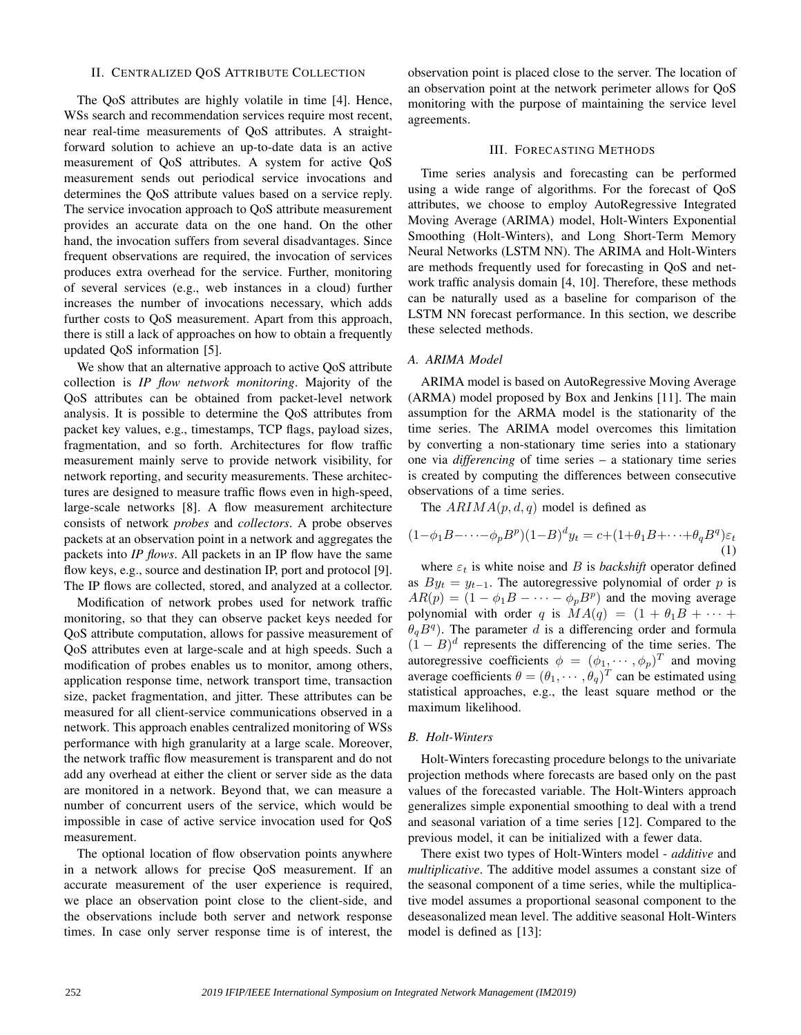## II. Centralized QoS Attribute Collection

The QoS attributes are highly volatile in time [4]. Hence, WSs search and recommendation services require most recent, near real-time measurements of QoS attributes. A straightforward solution to achieve an up-to-date data is an active measurement of QoS attributes. A system for active QoS measurement sends out periodical service invocations and determines the QoS attribute values based on a service reply. The service invocation approach to QoS attribute measurement provides an accurate data on the one hand. On the other hand, the invocation suffers from several disadvantages. Since frequent observations are required, the invocation of services produces extra overhead for the service. Further, monitoring of several services (e.g., web instances in a cloud) further increases the number of invocations necessary, which adds further costs to QoS measurement. Apart from this approach, there is still a lack of approaches on how to obtain a frequently updated QoS information [5].

We show that an alternative approach to active QoS attribute collection is *IP flow network monitoring*. Majority of the QoS attributes can be obtained from packet-level network analysis. It is possible to determine the QoS attributes from packet key values, e.g., timestamps, TCP flags, payload sizes, fragmentation, and so forth. Architectures for flow traffic measurement mainly serve to provide network visibility, for network reporting, and security measurements. These architectures are designed to measure traffic flows even in high-speed, large-scale networks [8]. A flow measurement architecture consists of network *probes* and *collectors*. A probe observes packets at an observation point in a network and aggregates the packets into *IP flows*. All packets in an IP flow have the same flow keys, e.g., source and destination IP, port and protocol [9]. The IP flows are collected, stored, and analyzed at a collector.

Modification of network probes used for network traffic monitoring, so that they can observe packet keys needed for QoS attribute computation, allows for passive measurement of QoS attributes even at large-scale and at high speeds. Such a modification of probes enables us to monitor, among others, application response time, network transport time, transaction size, packet fragmentation, and jitter. These attributes can be measured for all client-service communications observed in a network. This approach enables centralized monitoring of WSs performance with high granularity at a large scale. Moreover, the network traffic flow measurement is transparent and do not add any overhead at either the client or server side as the data are monitored in a network. Beyond that, we can measure a number of concurrent users of the service, which would be impossible in case of active service invocation used for QoS measurement.

The optional location of flow observation points anywhere in a network allows for precise QoS measurement. If an accurate measurement of the user experience is required, we place an observation point close to the client-side, and the observations include both server and network response times. In case only server response time is of interest, the observation point is placed close to the server. The location of an observation point at the network perimeter allows for QoS monitoring with the purpose of maintaining the service level agreements.

## III. Forecasting Methods

Time series analysis and forecasting can be performed using a wide range of algorithms. For the forecast of QoS attributes, we choose to employ AutoRegressive Integrated Moving Average (ARIMA) model, Holt-Winters Exponential Smoothing (Holt-Winters), and Long Short-Term Memory Neural Networks (LSTM NN). The ARIMA and Holt-Winters are methods frequently used for forecasting in QoS and network traffic analysis domain [4, 10]. Therefore, these methods can be naturally used as a baseline for comparison of the LSTM NN forecast performance. In this section, we describe these selected methods.

### A. ARIMA Model

ARIMA model is based on AutoRegressive Moving Average (ARMA) model proposed by Box and Jenkins [11]. The main assumption for the ARMA model is the stationarity of the time series. The ARMA model overcomes this limitation by converting a non-stationary time series into a stationary one via *differencing* of time series – a stationary time series is created by computing the differences between consecutive observations of a time series.

The $ARIMA(p, d, q)$ model is defined as

$$(1-\phi_1 B-\cdots-\phi_p B^p)(1-B)^d y_t = c+(1+\theta_1 B+\cdots+\theta_q B^q)\varepsilon_t \quad (1)$$

where $\varepsilon_t$ is white noise and $B$ is *backshift* operator defined as $By_t = y_{t-1}$. The autoregressive polynomial of order $p$ is $AR(p) = (1 - \phi_1 B - \cdots - \phi_p B^p)$ and the moving average polynomial with order $q$ is $MA(q) = (1 + \theta_1 B + \cdots + \theta_q B^q)$. The parameter $d$ is a differencing order and formula $(1 - B)^d$ represents the differencing of the time series. The autoregressive coefficients $\phi = (\phi_1, \cdots, \phi_p)^T$ and moving average coefficients $\theta = (\theta_1, \cdots, \theta_q)^T$ can be estimated using statistical approaches, e.g., the least square method or the maximum likelihood.

### B. Holt-Winters

Holt-Winters forecasting procedure belongs to the univariate projection methods where forecasts are based only on the past values of the forecasted variable. The Holt-Winters approach generalizes simple exponential smoothing to deal with a trend and seasonal variation of a time series [12]. Compared to the previous model, it can be initialized with a fewer data.

There exist two types of Holt-Winters model - *additive* and *multiplicative*. The additive model assumes a constant size of the seasonal component of a time series, while the multiplicative model assumes a proportional seasonal component to the deseasonalized mean level. The additive seasonal Holt-Winters model is defined as [13]: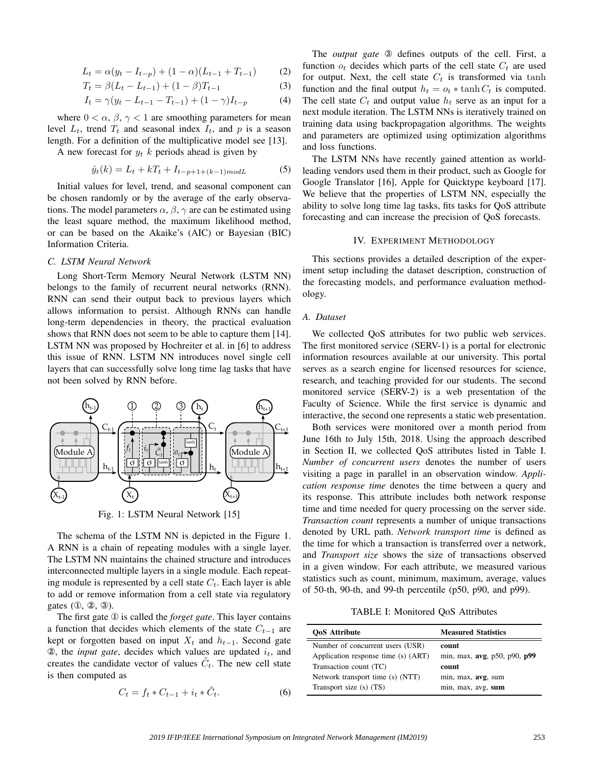$$L_t = \alpha(y_t - I_{t-p}) + (1 - \alpha)(L_{t-1} + T_{t-1}) \quad (2)$$

$$T_t = \beta(L_t - L_{t-1}) + (1 - \beta)T_{t-1} \quad (3)$$

$$I_t = \gamma(y_t - L_{t-1} - T_{t-1}) + (1 - \gamma)I_{t-p} \quad (4)$$

where $0 < \alpha,\, \beta,\, \gamma < 1$ are smoothing parameters for mean level $L_t$, trend $T_t$ and seasonal index $I_t$, and $p$ is a season length. For a definition of the multiplicative model see [13].

A new forecast for $y_t$ $k$ periods ahead is given by

$$\hat{y}_t(k) = L_t + kT_t + I_{t-p+1+(k-1)modL} \quad (5)$$

Initial values for level, trend, and seasonal component can be chosen randomly or by the average of the early observations. The model parameters $\alpha$, $\beta$, $\gamma$ are can be estimated using the least square method, the maximum likelihood method, or can be based on the Akaike's (AIC) or Bayesian (BIC) Information Criteria.

### C. LSTM Neural Network

Long Short-Term Memory Neural Network (LSTM NN) belongs to the family of recurrent neural networks (RNN). RNN can send their output back to previous layers which allows information to persist. Although RNNs can handle long-term dependencies in theory, the practical evaluation shows that RNN does not seem to be able to capture them [14]. LSTM NN was proposed by Hochreiter et al. in [6] to address this issue of RNN. LSTM NN introduces novel single cell layers that can successfully solve long time lag tasks that have not been solved by RNN before.

Fig. 1: LSTM Neural Network [15]

The schema of the LSTM NN is depicted in the Figure 1. A RNN is a chain of repeating modules with a single layer. The LSTM NN maintains the chained structure and introduces interconnected multiple layers in a single module. Each repeating module is represented by a cell state $C_t$. Each layer is able to add or remove information from a cell state via regulatory gates (①, ②, ③).

The first gate ① is called the *forget gate*. This layer contains a function that decides which elements of the state $C_{t-1}$ are kept or forgotten based on input $X_t$ and $h_{t-1}$. Second gate ②, the *input gate*, decides which values are updated $i_t$, and creates the candidate vector of values $\tilde{C}_t$. The new cell state is then computed as

$$C_t = f_t * C_{t-1} + i_t * \tilde{C}_t. \quad (6)$$

The *output gate* ③ defines outputs of the cell. First, a function $o_t$ decides which parts of the cell state $C_t$ are used for output. Next, the cell state $C_t$ is transformed via $\tanh$ function and the final output $h_t = o_t * \tanh C_t$ is computed. The cell state $C_t$ and output value $h_t$ serve as an input for a next module iteration. The LSTM NNs is iteratively trained on training data using backpropagation algorithms. The weights and parameters are optimized using optimization algorithms and loss functions.

The LSTM NNs have recently gained attention as world-leading vendors used them in their product, such as Google for Google Translator [16], Apple for Quicktype keyboard [17]. We believe that the properties of LSTM NN, especially the ability to solve long time lag tasks, fits tasks for QoS attribute forecasting and can increase the precision of QoS forecasts.

## IV. Experiment Methodology

This sections provides a detailed description of the experiment setup including the dataset description, construction of the forecasting models, and performance evaluation methodology.

### A. Dataset

We collected QoS attributes for two public web services. The first monitored service (SERV-1) is a portal for electronic information resources available at our university. This portal serves as a search engine for licensed resources for science, research, and teaching provided for our students. The second monitored service (SERV-2) is a web presentation of the Faculty of Science. While the first service is dynamic and interactive, the second one represents a static web presentation.

Both services were monitored over a month period from June 16th to July 15th, 2018. Using the approach described in Section II, we collected QoS attributes listed in Table I. *Number of concurrent users* denotes the number of users visiting a page in parallel in an observation window. *Application response time* denotes the time between a query and its response. This attribute includes both network response time and time needed for query processing on the server side. *Transaction count* represents a number of unique transactions denoted by URL path. *Network transport time* is defined as the time for which a transaction is transferred over a network, and *Transport size* shows the size of transactions observed in a given window. For each attribute, we measured various statistics such as count, minimum, maximum, average, values of 50-th, 90-th, and 99-th percentile (p50, p90, and p99).

TABLE I: Monitored QoS Attributes

| QoS Attribute | Measured Statistics |
|---|---|
| Number of concurrent users (USR) | **count** |
| Application response time (s) (ART) | min, max, **avg**, p50, p90, **p99** |
| Transaction count (TC) | **count** |
| Network transport time (s) (NTT) | min, max, **avg**, sum |
| Transport size (s) (TS) | min, max, avg, **sum** |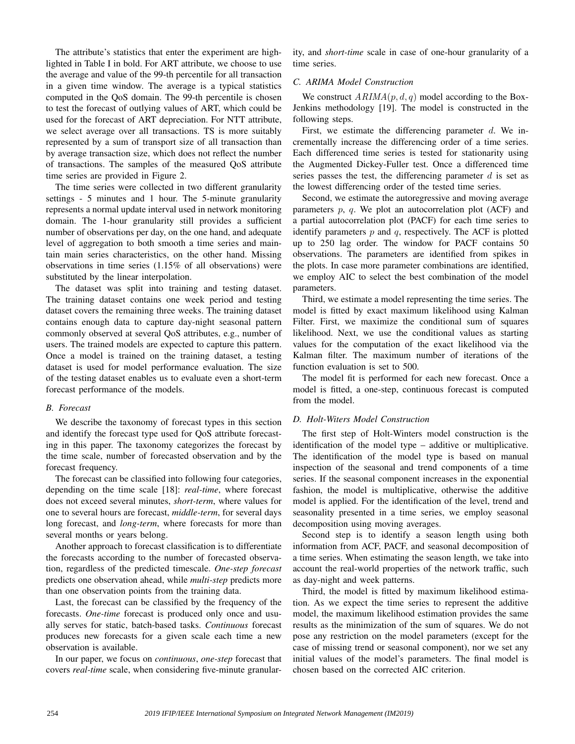The attribute's statistics that enter the experiment are highlighted in Table I in bold. For ART attribute, we choose to use the average and value of the 99-th percentile for all transaction in a given time window. The average is a typical statistics computed in the QoS domain. The 99-th percentile is chosen to test the forecast of outlying values of ART, which could be used for the forecast of ART depreciation. For NTT attribute, we select average over all transactions. TS is more suitably represented by a sum of transport size of all transaction than by average transaction size, which does not reflect the number of transactions. The samples of the measured QoS attribute time series are provided in Figure 2.

The time series were collected in two different granularity settings - 5 minutes and 1 hour. The 5-minute granularity represents a normal update interval used in network monitoring domain. The 1-hour granularity still provides a sufficient number of observations per day, on the one hand, and adequate level of aggregation to both smooth a time series and maintain main series characteristics, on the other hand. Missing observations in time series (1.15% of all observations) were substituted by the linear interpolation.

The dataset was split into training and testing dataset. The training dataset contains one week period and testing dataset covers the remaining three weeks. The training dataset contains enough data to capture day-night seasonal pattern commonly observed at several QoS attributes, e.g., number of users. The trained models are expected to capture this pattern. Once a model is trained on the training dataset, a testing dataset is used for model performance evaluation. The size of the testing dataset enables us to evaluate even a short-term forecast performance of the models.

### *B. Forecast*

We describe the taxonomy of forecast types in this section and identify the forecast type used for QoS attribute forecasting in this paper. The taxonomy categorizes the forecast by the time scale, number of forecasted observation and by the forecast frequency.

The forecast can be classified into following four categories, depending on the time scale [18]: *real-time*, where forecast does not exceed several minutes, *short-term*, where values for one to several hours are forecast, *middle-term*, for several days long forecast, and *long-term*, where forecasts for more than several months or years belong.

Another approach to forecast classification is to differentiate the forecasts according to the number of forecasted observation, regardless of the predicted timescale. *One-step forecast* predicts one observation ahead, while *multi-step* predicts more than one observation points from the training data.

Last, the forecast can be classified by the frequency of the forecasts. *One-time* forecast is produced only once and usually serves for static, batch-based tasks. *Continuous* forecast produces new forecasts for a given scale each time a new observation is available.

In our paper, we focus on *continuous*, *one-step* forecast that covers *real-time* scale, when considering five-minute granularity, and *short-time* scale in case of one-hour granularity of a time series.

### *C. ARIMA Model Construction*

We construct $ARIMA(p, d, q)$ model according to the Box-Jenkins methodology [19]. The model is constructed in the following steps.

First, we estimate the differencing parameter $d$. We incrementally increase the differencing order of a time series. Each differenced time series is tested for stationarity using the Augmented Dickey-Fuller test. Once a differenced time series passes the test, the differencing parameter $d$ is set as the lowest differencing order of the tested time series.

Second, we estimate the autoregressive and moving average parameters $p$, $q$. We plot an autocorrelation plot (ACF) and a partial autocorrelation plot (PACF) for each time series to identify parameters $p$ and $q$, respectively. The ACF is plotted up to 250 lag order. The window for PACF contains 50 observations. The parameters are identified from spikes in the plots. In case more parameter combinations are identified, we employ AIC to select the best combination of the model parameters.

Third, we estimate a model representing the time series. The model is fitted by exact maximum likelihood using Kalman Filter. First, we maximize the conditional sum of squares likelihood. Next, we use the conditional values as starting values for the computation of the exact likelihood via the Kalman filter. The maximum number of iterations of the function evaluation is set to 500.

The model fit is performed for each new forecast. Once a model is fitted, a one-step, continuous forecast is computed from the model.

### *D. Holt-Witers Model Construction*

The first step of Holt-Winters model construction is the identification of the model type – additive or multiplicative. The identification of the model type is based on manual inspection of the seasonal and trend components of a time series. If the seasonal component increases in the exponential fashion, the model is multiplicative, otherwise the additive model is applied. For the identification of the level, trend and seasonality presented in a time series, we employ seasonal decomposition using moving averages.

Second step is to identify a season length using both information from ACF, PACF, and seasonal decomposition of a time series. When estimating the season length, we take into account the real-world properties of the network traffic, such as day-night and week patterns.

Third, the model is fitted by maximum likelihood estimation. As we expect the time series to represent the additive model, the maximum likelihood estimation provides the same results as the minimization of the sum of squares. We do not pose any restriction on the model parameters (except for the case of missing trend or seasonal component), nor we set any initial values of the model's parameters. The final model is chosen based on the corrected AIC criterion.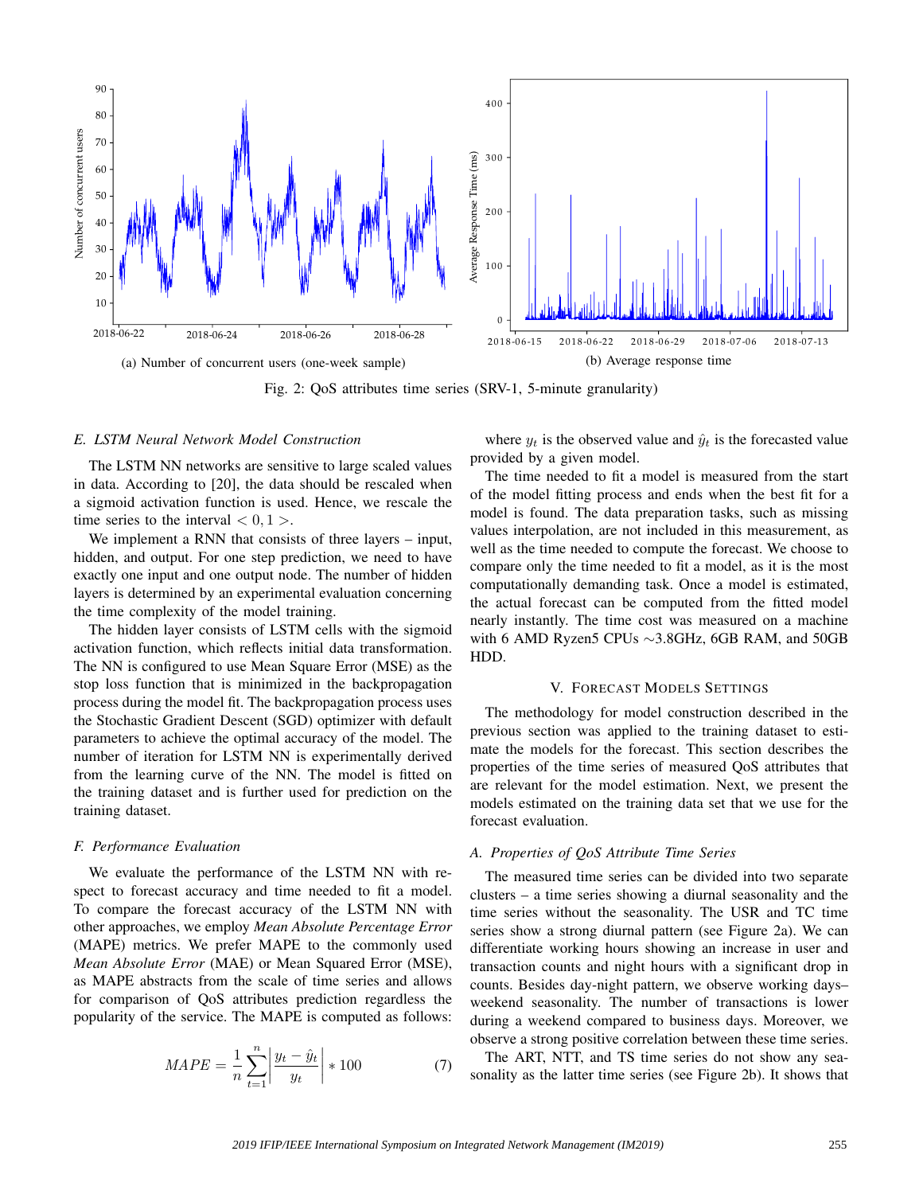90
80
70
60
50
40
30
20
10

Number of concurrent users

2018-06-22 2018-06-24 2018-06-26 2018-06-28

(a) Number of concurrent users (one-week sample)

400
300
200
100
0

Average Response Time (ms)

2018-06-15 2018-06-22 2018-06-29 2018-07-06 2018-07-13

(b) Average response time

Fig. 2: QoS attributes time series (SRV-1, 5-minute granularity)

### *E. LSTM Neural Network Model Construction*

The LSTM NN networks are sensitive to large scaled values in data. According to [20], the data should be rescaled when a sigmoid activation function is used. Hence, we rescale the time series to the interval $< 0, 1 >$.

We implement a RNN that consists of three layers – input, hidden, and output. For one step prediction, we need to have exactly one input and one output node. The number of hidden layers is determined by an experimental evaluation concerning the time complexity of the model training.

The hidden layer consists of LSTM cells with the sigmoid activation function, which reflects initial data transformation. The NN is configured to use Mean Square Error (MSE) as the stop loss function that is minimized in the backpropagation process during the model fit. The backpropagation process uses the Stochastic Gradient Descent (SGD) optimizer with default parameters to achieve the optimal accuracy of the model. The number of iteration for LSTM NN is experimentally derived from the learning curve of the NN. The model is fitted on the training dataset and is further used for prediction on the training dataset.

### *F. Performance Evaluation*

We evaluate the performance of the LSTM NN with respect to forecast accuracy and time needed to fit a model. To compare the forecast accuracy of the LSTM NN with other approaches, we employ *Mean Absolute Percentage Error* (MAPE) metrics. We prefer MAPE to the commonly used *Mean Absolute Error* (MAE) or Mean Squared Error (MSE), as MAPE abstracts from the scale of time series and allows for comparison of QoS attributes prediction regardless the popularity of the service. The MAPE is computed as follows:

$$MAPE = \frac{1}{n}\sum_{t=1}^{n}\left|\frac{y_t - \hat{y}_t}{y_t}\right| * 100 \tag{7}$$

where $y_t$ is the observed value and $\hat{y}_t$ is the forecasted value provided by a given model.

The time needed to fit a model is measured from the start of the model fitting process and ends when the best fit for a model is found. The data preparation tasks, such as missing values interpolation, are not included in this measurement, as well as the time needed to compute the forecast. We choose to compare only the time needed to fit a model, as it is the most computationally demanding task. Once a model is estimated, the actual forecast can be computed from the fitted model nearly instantly. The time cost was measured on a machine with 6 AMD Ryzen5 CPUs ∼3.8GHz, 6GB RAM, and 50GB HDD.

## V. Forecast Models Settings

The methodology for model construction described in the previous section was applied to the training dataset to estimate the models for the forecast. This section describes the properties of the time series of measured QoS attributes that are relevant for the model estimation. Next, we present the models estimated on the training data set that we use for the forecast evaluation.

### *A. Properties of QoS Attribute Time Series*

The measured time series can be divided into two separate clusters – a time series showing a diurnal seasonality and the time series without the seasonality. The USR and TC time series show a strong diurnal pattern (see Figure 2a). We can differentiate working hours showing an increase in user and transaction counts and night hours with a significant drop in counts. Besides day-night pattern, we observe working days–weekend seasonality. The number of transactions is lower during a weekend compared to business days. Moreover, we observe a strong positive correlation between these time series.

The ART, NTT, and TS time series do not show any seasonality as the latter time series (see Figure 2b). It shows that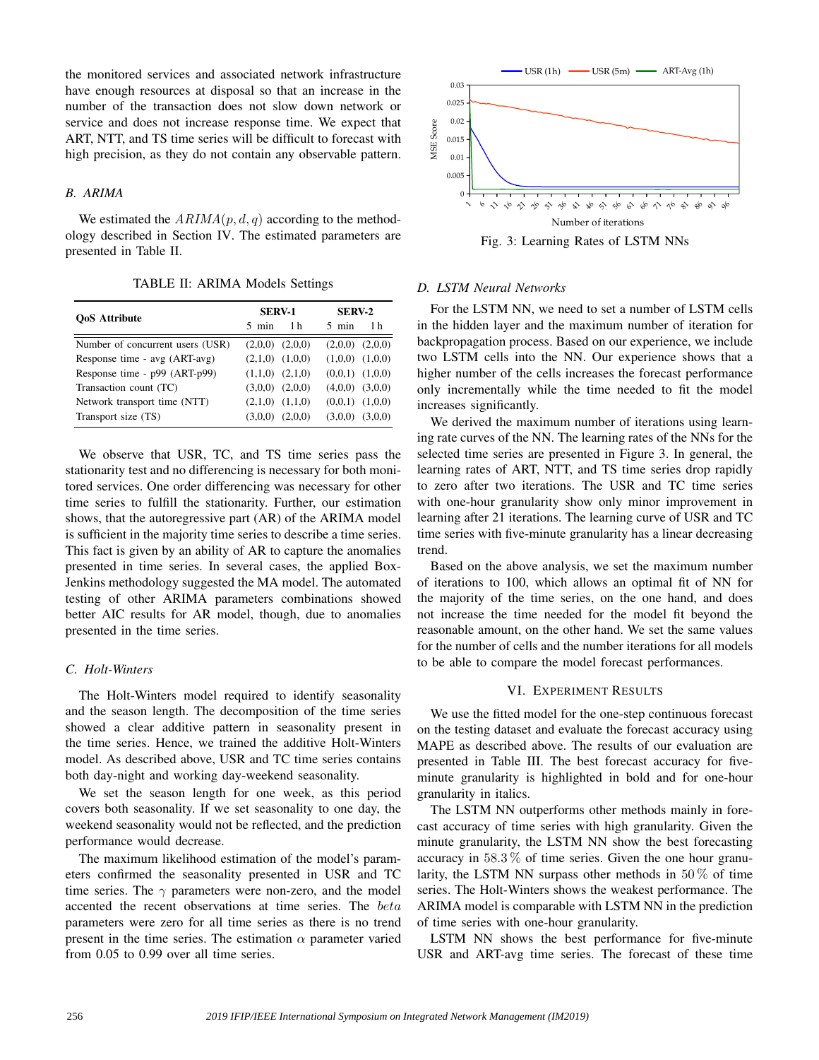the monitored services and associated network infrastructure have enough resources at disposal so that an increase in the number of the transaction does not slow down network or service and does not increase response time. We expect that ART, NTT, and TS time series will be difficult to forecast with high precision, as they do not contain any observable pattern.

### B. ARIMA

We estimated the $ARIMA(p, d, q)$ according to the methodology described in Section IV. The estimated parameters are presented in Table II.

TABLE II: ARIMA Models Settings

| QoS Attribute | SERV-1 | | SERV-2 | |
|---|---|---|---|---|
| | 5 min | 1 h | 5 min | 1 h |
| Number of concurrent users (USR) | (2,0,0) | (2,0,0) | (2,0,0) | (2,0,0) |
| Response time - avg (ART-avg) | (2,1,0) | (1,0,0) | (1,0,0) | (1,0,0) |
| Response time - p99 (ART-p99) | (1,1,0) | (2,1,0) | (0,0,1) | (1,0,0) |
| Transaction count (TC) | (3,0,0) | (2,0,0) | (4,0,0) | (3,0,0) |
| Network transport time (NTT) | (2,1,0) | (1,1,0) | (0,0,1) | (1,0,0) |
| Transport size (TS) | (3,0,0) | (2,0,0) | (3,0,0) | (3,0,0) |

We observe that USR, TC, and TS time series pass the stationarity test and no differencing is necessary for both monitored services. One order differencing was necessary for other time series to fulfill the stationarity. Further, our estimation shows, that the autoregressive part (AR) of the ARIMA model is sufficient in the majority time series to describe a time series. This fact is given by an ability of AR to capture the anomalies presented in time series. In several cases, the applied Box-Jenkins methodology suggested the MA model. The automated testing of other ARIMA parameters combinations showed better AIC results for AR model, though, due to anomalies presented in the time series.

### C. Holt-Winters

The Holt-Winters model required to identify seasonality and the season length. The decomposition of the time series showed a clear additive pattern in seasonality present in the time series. Hence, we trained the additive Holt-Winters model. As described above, USR and TC time series contains both day-night and working day-weekend seasonality.

We set the season length for one week, as this period covers both seasonality. If we set seasonality to one day, the weekend seasonality would not be reflected, and the prediction performance would decrease.

The maximum likelihood estimation of the model's parameters confirmed the seasonality presented in USR and TC time series. The $\gamma$ parameters were non-zero, and the model accented the recent observations at time series. The $beta$ parameters were zero for all time series as there is no trend present in the time series. The estimation $\alpha$ parameter varied from 0.05 to 0.99 over all time series.

USR (1h)
USR (5m)
ART-Avg (1h)
MSE Score
0.03
0.025
0.02
0.015
0.01
0.005
0
1 6 11 16 21 26 31 36 41 46 51 56 61 66 71 76 81 86 91 96
Number of iterations

Fig. 3: Learning Rates of LSTM NNs

### D. LSTM Neural Networks

For the LSTM NN, we need to set a number of LSTM cells in the hidden layer and the maximum number of iteration for backpropagation process. Based on our experience, we include two LSTM cells into the NN. Our experience shows that a higher number of the cells increases the forecast performance only incrementally while the time needed to fit the model increases significantly.

We derived the maximum number of iterations using learning rate curves of the NN. The learning rates of the NNs for the selected time series are presented in Figure 3. In general, the learning rates of ART, NTT, and TS time series drop rapidly to zero after two iterations. The USR and TC time series with one-hour granularity show only minor improvement in learning after 21 iterations. The learning curve of USR and TC time series with five-minute granularity has a linear decreasing trend.

Based on the above analysis, we set the maximum number of iterations to 100, which allows an optimal fit of NN for the majority of the time series, on the one hand, and does not increase the time needed for the model fit beyond the reasonable amount, on the other hand. We set the same values for the number of cells and the number iterations for all models to be able to compare the model forecast performances.

## VI. Experiment Results

We use the fitted model for the one-step continuous forecast on the testing dataset and evaluate the forecast accuracy using MAPE as described above. The results of our evaluation are presented in Table III. The best forecast accuracy for five-minute granularity is highlighted in bold and for one-hour granularity in italics.

The LSTM NN outperforms other methods mainly in forecast accuracy of time series with high granularity. Given the minute granularity, the LSTM NN show the best forecasting accuracy in $58.3\,\%$ of time series. Given the one hour granularity, the LSTM NN surpass other methods in $50\,\%$ of time series. The Holt-Winters shows the weakest performance. The ARIMA model is comparable with LSTM NN in the prediction of time series with one-hour granularity.

LSTM NN shows the best performance for five-minute USR and ART-avg time series. The forecast of these time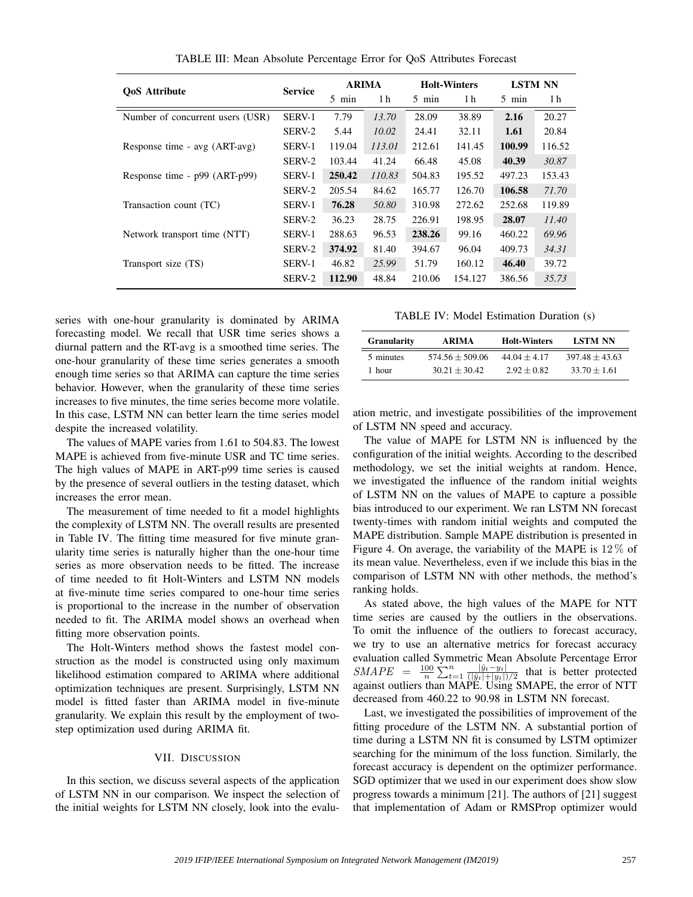TABLE III: Mean Absolute Percentage Error for QoS Attributes Forecast

| QoS Attribute | Service | ARIMA | | Holt-Winters | | LSTM NN | |
|---|---|---|---|---|---|---|---|
| | | 5 min | 1 h | 5 min | 1 h | 5 min | 1 h |
| Number of concurrent users (USR) | SERV-1 | 7.79 | *13.70* | 28.09 | 38.89 | **2.16** | 20.27 |
| | SERV-2 | 5.44 | *10.02* | 24.41 | 32.11 | **1.61** | 20.84 |
| Response time - avg (ART-avg) | SERV-1 | 119.04 | *113.01* | 212.61 | 141.45 | **100.99** | 116.52 |
| | SERV-2 | 103.44 | 41.24 | 66.48 | 45.08 | **40.39** | *30.87* |
| Response time - p99 (ART-p99) | SERV-1 | **250.42** | *110.83* | 504.83 | 195.52 | 497.23 | 153.43 |
| | SERV-2 | 205.54 | 84.62 | 165.77 | 126.70 | **106.58** | *71.70* |
| Transaction count (TC) | SERV-1 | **76.28** | *50.80* | 310.98 | 272.62 | 252.68 | 119.89 |
| | SERV-2 | 36.23 | 28.75 | 226.91 | 198.95 | **28.07** | *11.40* |
| Network transport time (NTT) | SERV-1 | 288.63 | 96.53 | **238.26** | 99.16 | 460.22 | *69.96* |
| | SERV-2 | **374.92** | 81.40 | 394.67 | 96.04 | 409.73 | *34.31* |
| Transport size (TS) | SERV-1 | 46.82 | *25.99* | 51.79 | 160.12 | **46.40** | 39.72 |
| | SERV-2 | **112.90** | 48.84 | 210.06 | 154.127 | 386.56 | *35.73* |

series with one-hour granularity is dominated by ARIMA forecasting model. We recall that USR time series shows a diurnal pattern and the RT-avg is a smoothed time series. The one-hour granularity of these time series generates a smooth enough time series so that ARIMA can capture the time series behavior. However, when the granularity of these time series increases to five minutes, the time series become more volatile. In this case, LSTM NN can better learn the time series model despite the increased volatility.

The values of MAPE varies from 1.61 to 504.83. The lowest MAPE is achieved from five-minute USR and TC time series. The high values of MAPE in ART-p99 time series is caused by the presence of several outliers in the testing dataset, which increases the error mean.

The measurement of time needed to fit a model highlights the complexity of LSTM NN. The overall results are presented in Table IV. The fitting time measured for five minute granularity time series is naturally higher than the one-hour time series as more observation needs to be fitted. The increase of time needed to fit Holt-Winters and LSTM NN models at five-minute time series compared to one-hour time series is proportional to the increase in the number of observation needed to fit. The ARIMA model shows an overhead when fitting more observation points.

The Holt-Winters method shows the fastest model construction as the model is constructed using only maximum likelihood estimation compared to ARIMA where additional optimization techniques are present. Surprisingly, LSTM NN model is fitted faster than ARIMA model in five-minute granularity. We explain this result by the employment of two-step optimization used during ARIMA fit.

## VII. Discussion

In this section, we discuss several aspects of the application of LSTM NN in our comparison. We inspect the selection of the initial weights for LSTM NN closely, look into the evaluation metric, and investigate possibilities of the improvement of LSTM NN speed and accuracy.

TABLE IV: Model Estimation Duration (s)

| Granularity | ARIMA | Holt-Winters | LSTM NN |
|---|---|---|---|
| 5 minutes | $574.56 \pm 509.06$ | $44.04 \pm 4.17$ | $397.48 \pm 43.63$ |
| 1 hour | $30.21 \pm 30.42$ | $2.92 \pm 0.82$ | $33.70 \pm 1.61$ |

The value of MAPE for LSTM NN is influenced by the configuration of the initial weights. According to the described methodology, we set the initial weights at random. Hence, we investigated the influence of the random initial weights of LSTM NN on the values of MAPE to capture a possible bias introduced to our experiment. We ran LSTM NN forecast twenty-times with random initial weights and computed the MAPE distribution. Sample MAPE distribution is presented in Figure 4. On average, the variability of the MAPE is $12\,\%$ of its mean value. Nevertheless, even if we include this bias in the comparison of LSTM NN with other methods, the method's ranking holds.

As stated above, the high values of the MAPE for NTT time series are caused by the outliers in the observations. To omit the influence of the outliers to forecast accuracy, we try to use an alternative metrics for forecast accuracy evaluation called Symmetric Mean Absolute Percentage Error $SMAPE = \frac{100}{n} \sum_{t=1}^{n} \frac{|\hat{y}_t - y_t|}{(|\hat{y}_t| + |y_t|)/2}$ that is better protected against outliers than MAPE. Using SMAPE, the error of NTT decreased from 460.22 to 90.98 in LSTM NN forecast.

Last, we investigated the possibilities of improvement of the fitting procedure of the LSTM NN. A substantial portion of time during a LSTM NN fit is consumed by LSTM optimizer searching for the minimum of the loss function. Similarly, the forecast accuracy is dependent on the optimizer performance. SGD optimizer that we used in our experiment does show slow progress towards a minimum [21]. The authors of [21] suggest that implementation of Adam or RMSProp optimizer would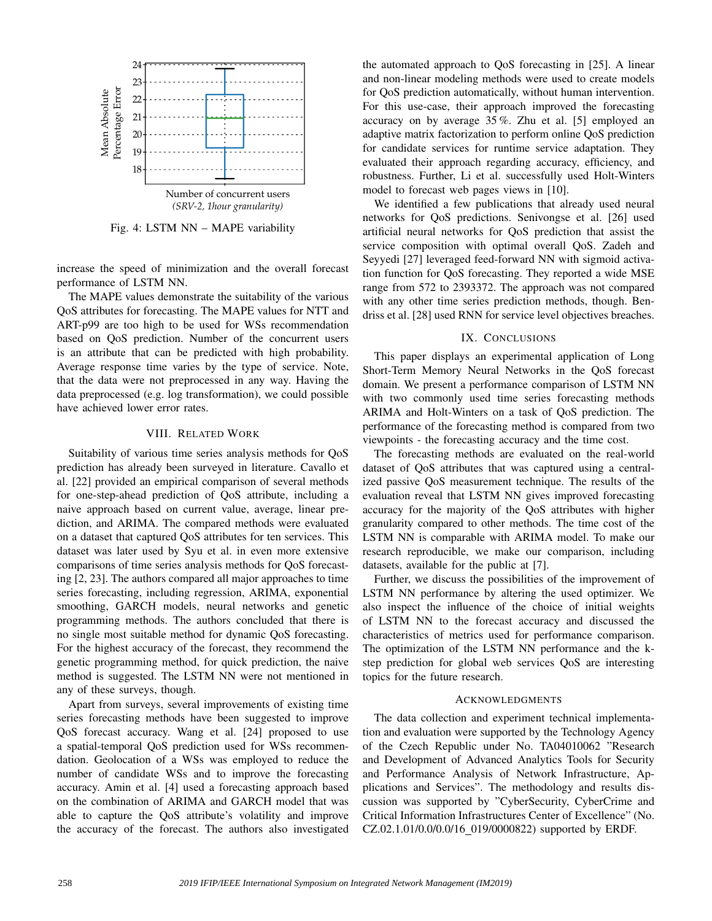Mean Absolute Percentage Error

24
23
22
21
20
19
18

Number of concurrent users
*(SRV-2, 1hour granularity)*

Fig. 4: LSTM NN – MAPE variability

increase the speed of minimization and the overall forecast performance of LSTM NN.

The MAPE values demonstrate the suitability of the various QoS attributes for forecasting. The MAPE values for NTT and ART-p99 are too high to be used for WSs recommendation based on QoS prediction. Number of the concurrent users is an attribute that can be predicted with high probability. Average response time varies by the type of service. Note, that the data were not preprocessed in any way. Having the data preprocessed (e.g. log transformation), we could possible have achieved lower error rates.

## VIII. Related Work

Suitability of various time series analysis methods for QoS prediction has already been surveyed in literature. Cavallo et al. [22] provided an empirical comparison of several methods for one-step-ahead prediction of QoS attribute, including a naive approach based on current value, average, linear prediction, and ARIMA. The compared methods were evaluated on a dataset that captured QoS attributes for ten services. This dataset was later used by Syu et al. in even more extensive comparisons of time series analysis methods for QoS forecasting [2, 23]. The authors compared all major approaches to time series forecasting, including regression, ARIMA, exponential smoothing, GARCH models, neural networks and genetic programming methods. The authors concluded that there is no single most suitable method for dynamic QoS forecasting. For the highest accuracy of the forecast, they recommend the genetic programming method, for quick prediction, the naive method is suggested. The LSTM NN were not mentioned in any of these surveys, though.

Apart from surveys, several improvements of existing time series forecasting methods have been suggested to improve QoS forecast accuracy. Wang et al. [24] proposed to use a spatial-temporal QoS prediction used for WSs recommendation. Geolocation of a WSs was employed to reduce the number of candidate WSs and to improve the forecasting accuracy. Amin et al. [4] used a forecasting approach based on the combination of ARIMA and GARCH model that was able to capture the QoS attribute's volatility and improve the accuracy of the forecast. The authors also investigated the automated approach to QoS forecasting in [25]. A linear and non-linear modeling methods were used to create models for QoS prediction automatically, without human intervention. For this use-case, their approach improved the forecasting accuracy on by average 35 %. Zhu et al. [5] employed an adaptive matrix factorization to perform online QoS prediction for candidate services for runtime service adaptation. They evaluated their approach regarding accuracy, efficiency, and robustness. Further, Li et al. successfully used Holt-Winters model to forecast web pages views in [10].

We identified a few publications that already used neural networks for QoS predictions. Senivongse et al. [26] used artificial neural networks for QoS prediction that assist the service composition with optimal overall QoS. Zadeh and Seyyedi [27] leveraged feed-forward NN with sigmoid activation function for QoS forecasting. They reported a wide MSE range from 572 to 2393372. The approach was not compared with any other time series prediction methods, though. Bendriss et al. [28] used RNN for service level objectives breaches.

## IX. Conclusions

This paper displays an experimental application of Long Short-Term Memory Neural Networks in the QoS forecast domain. We present a performance comparison of LSTM NN with two commonly used time series forecasting methods ARIMA and Holt-Winters on a task of QoS prediction. The performance of the forecasting method is compared from two viewpoints - the forecasting accuracy and the time cost.

The forecasting methods are evaluated on the real-world dataset of QoS attributes that was captured using a centralized passive QoS measurement technique. The results of the evaluation reveal that LSTM NN gives improved forecasting accuracy for the majority of the QoS attributes with higher granularity compared to other methods. The time cost of the LSTM NN is comparable with ARIMA model. To make our research reproducible, we make our comparison, including datasets, available for the public at [7].

Further, we discuss the possibilities of the improvement of LSTM NN performance by altering the used optimizer. We also inspect the influence of the choice of initial weights of LSTM NN to the forecast accuracy and discussed the characteristics of metrics used for performance comparison. The optimization of the LSTM NN performance and the k-step prediction for global web services QoS are interesting topics for the future research.

## Acknowledgments

The data collection and experiment technical implementation and evaluation were supported by the Technology Agency of the Czech Republic under No. TA04010062 "Research and Development of Advanced Analytics Tools for Security and Performance Analysis of Network Infrastructure, Applications and Services". The methodology and results discussion was supported by "CyberSecurity, CyberCrime and Critical Information Infrastructures Center of Excellence" (No. CZ.02.1.01/0.0/0.0/16_019/0000822) supported by ERDF.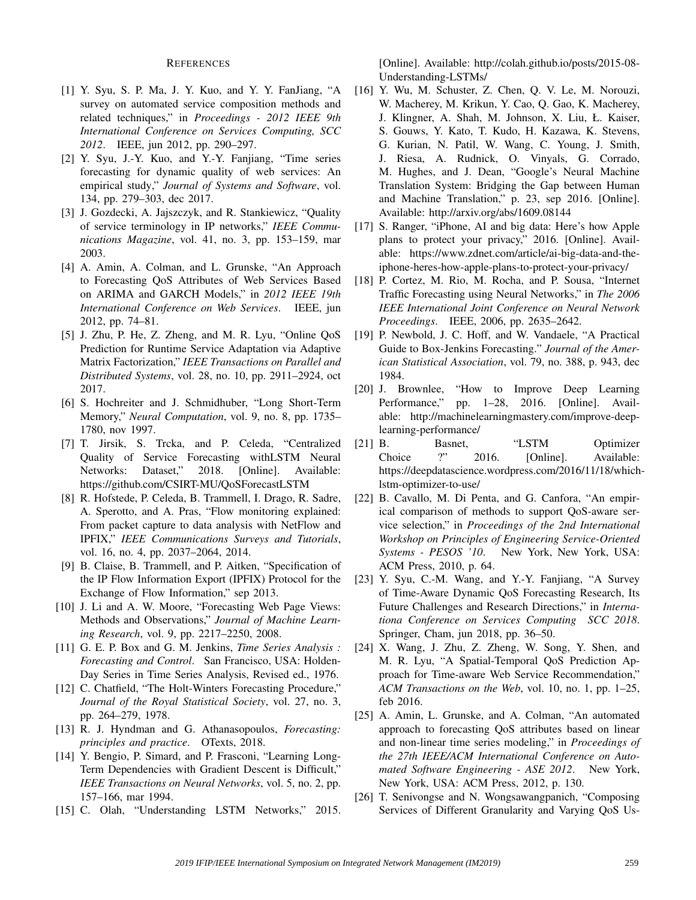## REFERENCES

[1] Y. Syu, S. P. Ma, J. Y. Kuo, and Y. Y. FanJiang, "A survey on automated service composition methods and related techniques," in *Proceedings - 2012 IEEE 9th International Conference on Services Computing, SCC 2012*. IEEE, jun 2012, pp. 290–297.

[2] Y. Syu, J.-Y. Kuo, and Y.-Y. Fanjiang, "Time series forecasting for dynamic quality of web services: An empirical study," *Journal of Systems and Software*, vol. 134, pp. 279–303, dec 2017.

[3] J. Gozdecki, A. Jajszczyk, and R. Stankiewicz, "Quality of service terminology in IP networks," *IEEE Communications Magazine*, vol. 41, no. 3, pp. 153–159, mar 2003.

[4] A. Amin, A. Colman, and L. Grunske, "An Approach to Forecasting QoS Attributes of Web Services Based on ARIMA and GARCH Models," in *2012 IEEE 19th International Conference on Web Services*. IEEE, jun 2012, pp. 74–81.

[5] J. Zhu, P. He, Z. Zheng, and M. R. Lyu, "Online QoS Prediction for Runtime Service Adaptation via Adaptive Matrix Factorization," *IEEE Transactions on Parallel and Distributed Systems*, vol. 28, no. 10, pp. 2911–2924, oct 2017.

[6] S. Hochreiter and J. Schmidhuber, "Long Short-Term Memory," *Neural Computation*, vol. 9, no. 8, pp. 1735–1780, nov 1997.

[7] T. Jirsik, S. Trcka, and P. Celeda, "Centralized Quality of Service Forecasting withLSTM Neural Networks: Dataset," 2018. [Online]. Available: https://github.com/CSIRT-MU/QoSForecastLSTM

[8] R. Hofstede, P. Celeda, B. Trammell, I. Drago, R. Sadre, A. Sperotto, and A. Pras, "Flow monitoring explained: From packet capture to data analysis with NetFlow and IPFIX," *IEEE Communications Surveys and Tutorials*, vol. 16, no. 4, pp. 2037–2064, 2014.

[9] B. Claise, B. Trammell, and P. Aitken, "Specification of the IP Flow Information Export (IPFIX) Protocol for the Exchange of Flow Information," sep 2013.

[10] J. Li and A. W. Moore, "Forecasting Web Page Views: Methods and Observations," *Journal of Machine Learning Research*, vol. 9, pp. 2217–2250, 2008.

[11] G. E. P. Box and G. M. Jenkins, *Time Series Analysis : Forecasting and Control*. San Francisco, USA: Holden-Day Series in Time Series Analysis, Revised ed., 1976.

[12] C. Chatfield, "The Holt-Winters Forecasting Procedure," *Journal of the Royal Statistical Society*, vol. 27, no. 3, pp. 264–279, 1978.

[13] R. J. Hyndman and G. Athanasopoulos, *Forecasting: principles and practice*. OTexts, 2018.

[14] Y. Bengio, P. Simard, and P. Frasconi, "Learning Long-Term Dependencies with Gradient Descent is Difficult," *IEEE Transactions on Neural Networks*, vol. 5, no. 2, pp. 157–166, mar 1994.

[15] C. Olah, "Understanding LSTM Networks," 2015. [Online]. Available: http://colah.github.io/posts/2015-08-Understanding-LSTMs/

[16] Y. Wu, M. Schuster, Z. Chen, Q. V. Le, M. Norouzi, W. Macherey, M. Krikun, Y. Cao, Q. Gao, K. Macherey, J. Klingner, A. Shah, M. Johnson, X. Liu, Ł. Kaiser, S. Gouws, Y. Kato, T. Kudo, H. Kazawa, K. Stevens, G. Kurian, N. Patil, W. Wang, C. Young, J. Smith, J. Riesa, A. Rudnick, O. Vinyals, G. Corrado, M. Hughes, and J. Dean, "Google's Neural Machine Translation System: Bridging the Gap between Human and Machine Translation," p. 23, sep 2016. [Online]. Available: http://arxiv.org/abs/1609.08144

[17] S. Ranger, "iPhone, AI and big data: Here's how Apple plans to protect your privacy," 2016. [Online]. Available: https://www.zdnet.com/article/ai-big-data-and-the-iphone-heres-how-apple-plans-to-protect-your-privacy/

[18] P. Cortez, M. Rio, M. Rocha, and P. Sousa, "Internet Traffic Forecasting using Neural Networks," in *The 2006 IEEE International Joint Conference on Neural Network Proceedings*. IEEE, 2006, pp. 2635–2642.

[19] P. Newbold, J. C. Hoff, and W. Vandaele, "A Practical Guide to Box-Jenkins Forecasting." *Journal of the American Statistical Association*, vol. 79, no. 388, p. 943, dec 1984.

[20] J. Brownlee, "How to Improve Deep Learning Performance," pp. 1–28, 2016. [Online]. Available: http://machinelearningmastery.com/improve-deep-learning-performance/

[21] B. Basnet, "LSTM Optimizer Choice ?" 2016. [Online]. Available: https://deepdatascience.wordpress.com/2016/11/18/which-lstm-optimizer-to-use/

[22] B. Cavallo, M. Di Penta, and G. Canfora, "An empirical comparison of methods to support QoS-aware service selection," in *Proceedings of the 2nd International Workshop on Principles of Engineering Service-Oriented Systems - PESOS '10*. New York, New York, USA: ACM Press, 2010, p. 64.

[23] Y. Syu, C.-M. Wang, and Y.-Y. Fanjiang, "A Survey of Time-Aware Dynamic QoS Forecasting Research, Its Future Challenges and Research Directions," in *Internationa Conference on Services Computing SCC 2018*. Springer, Cham, jun 2018, pp. 36–50.

[24] X. Wang, J. Zhu, Z. Zheng, W. Song, Y. Shen, and M. R. Lyu, "A Spatial-Temporal QoS Prediction Approach for Time-aware Web Service Recommendation," *ACM Transactions on the Web*, vol. 10, no. 1, pp. 1–25, feb 2016.

[25] A. Amin, L. Grunske, and A. Colman, "An automated approach to forecasting QoS attributes based on linear and non-linear time series modeling," in *Proceedings of the 27th IEEE/ACM International Conference on Automated Software Engineering - ASE 2012*. New York, New York, USA: ACM Press, 2012, p. 130.

[26] T. Senivongse and N. Wongsawangpanich, "Composing Services of Different Granularity and Varying QoS Us-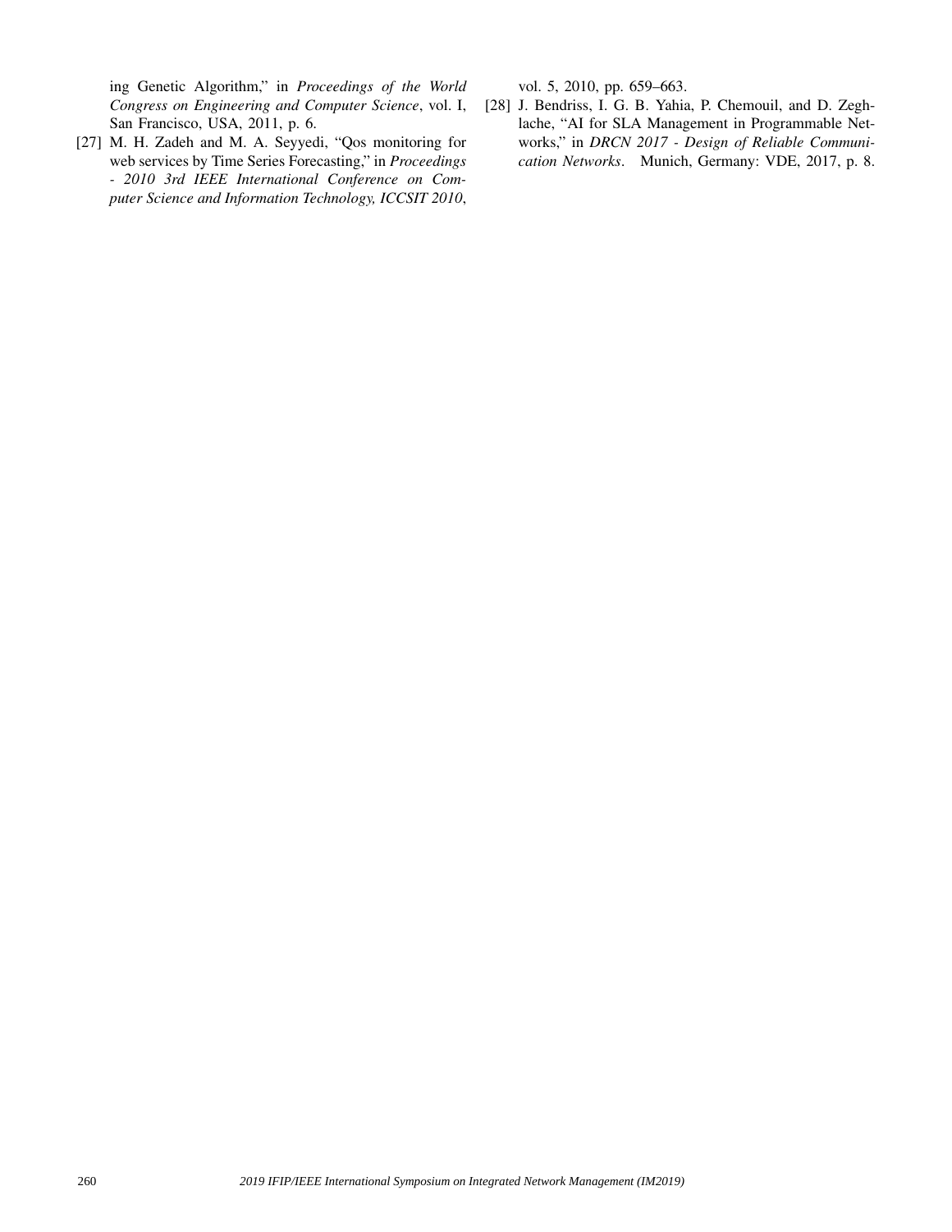ing Genetic Algorithm," in *Proceedings of the World Congress on Engineering and Computer Science*, vol. I, San Francisco, USA, 2011, p. 6.

[27] M. H. Zadeh and M. A. Seyyedi, "Qos monitoring for web services by Time Series Forecasting," in *Proceedings - 2010 3rd IEEE International Conference on Computer Science and Information Technology, ICCSIT 2010*, vol. 5, 2010, pp. 659–663.

[28] J. Bendriss, I. G. B. Yahia, P. Chemouil, and D. Zeghlache, "AI for SLA Management in Programmable Networks," in *DRCN 2017 - Design of Reliable Communication Networks*. Munich, Germany: VDE, 2017, p. 8.